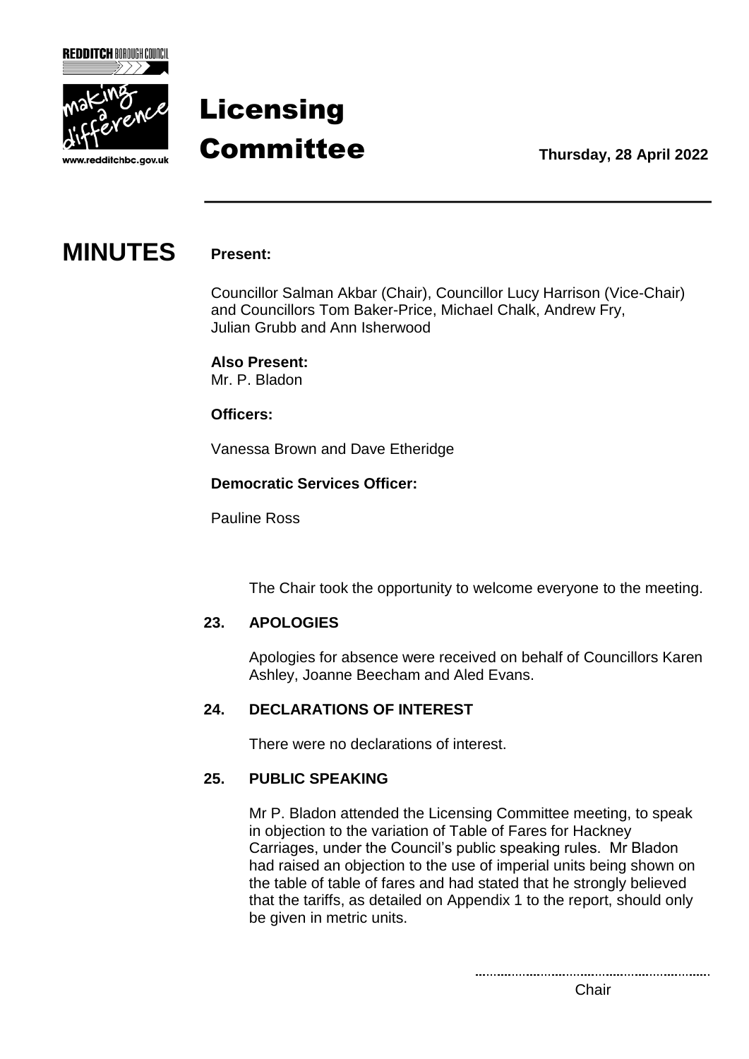# Licensing Committee

**Thursday, 28 April 2022**

# MINUTES

**Present:**

Councillor Salman Akbar (Chair), Councillor Lucy Harrison (Vice-Chair) and Councillors Tom Baker-Price, Michael Chalk, Andrew Fry, Julian Grubb and Ann Isherwood

**Also Present:**
Mr. P. Bladon

**Officers:**

Vanessa Brown and Dave Etheridge

**Democratic Services Officer:**

Pauline Ross

The Chair took the opportunity to welcome everyone to the meeting.

### 23. APOLOGIES

Apologies for absence were received on behalf of Councillors Karen Ashley, Joanne Beecham and Aled Evans.

### 24. DECLARATIONS OF INTEREST

There were no declarations of interest.

### 25. PUBLIC SPEAKING

Mr P. Bladon attended the Licensing Committee meeting, to speak in objection to the variation of Table of Fares for Hackney Carriages, under the Council's public speaking rules. Mr Bladon had raised an objection to the use of imperial units being shown on the table of table of fares and had stated that he strongly believed that the tariffs, as detailed on Appendix 1 to the report, should only be given in metric units.

..................................................................
Chair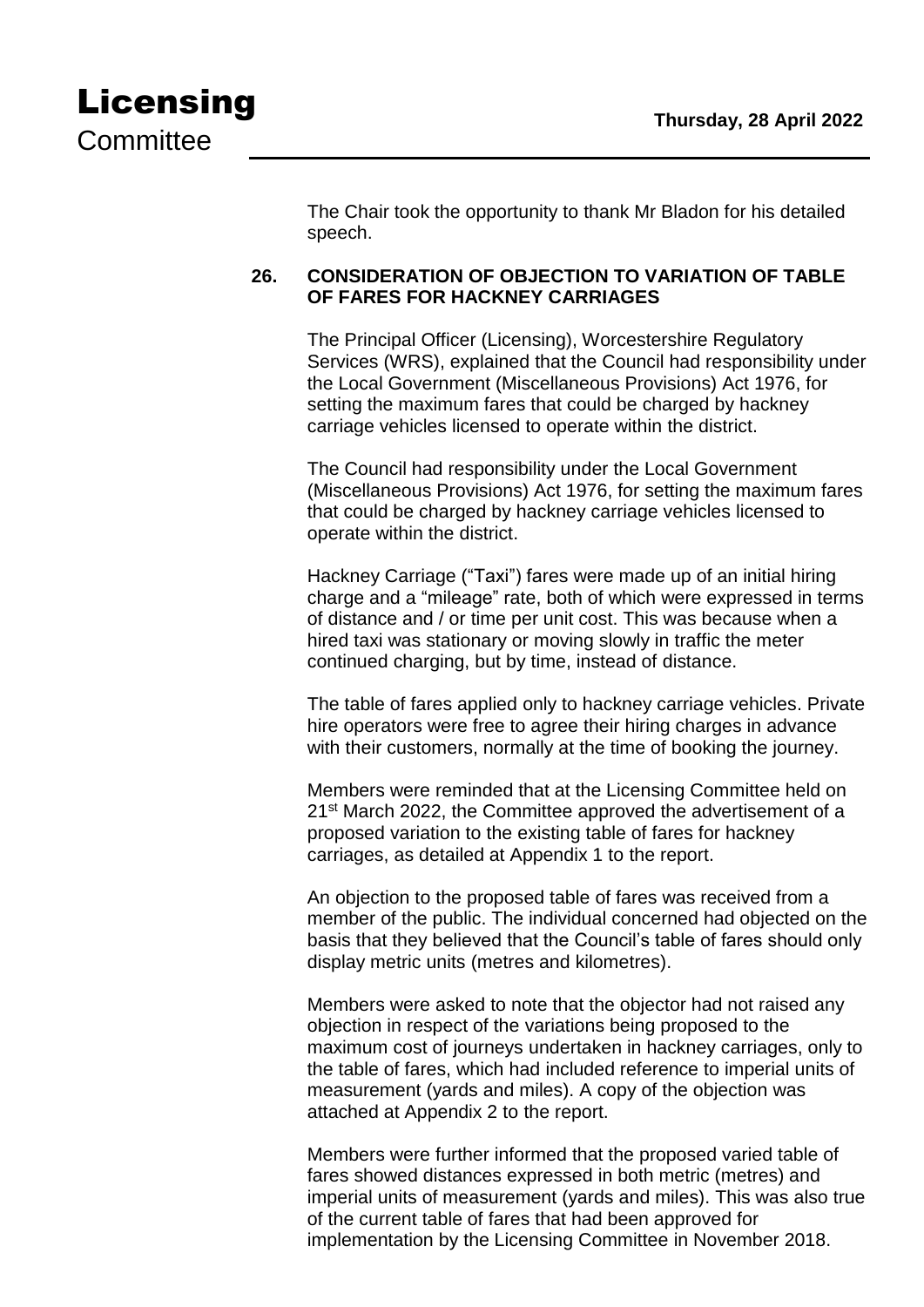The Chair took the opportunity to thank Mr Bladon for his detailed speech.

### 26. CONSIDERATION OF OBJECTION TO VARIATION OF TABLE OF FARES FOR HACKNEY CARRIAGES

The Principal Officer (Licensing), Worcestershire Regulatory Services (WRS), explained that the Council had responsibility under the Local Government (Miscellaneous Provisions) Act 1976, for setting the maximum fares that could be charged by hackney carriage vehicles licensed to operate within the district.

The Council had responsibility under the Local Government (Miscellaneous Provisions) Act 1976, for setting the maximum fares that could be charged by hackney carriage vehicles licensed to operate within the district.

Hackney Carriage ("Taxi") fares were made up of an initial hiring charge and a "mileage" rate, both of which were expressed in terms of distance and / or time per unit cost. This was because when a hired taxi was stationary or moving slowly in traffic the meter continued charging, but by time, instead of distance.

The table of fares applied only to hackney carriage vehicles. Private hire operators were free to agree their hiring charges in advance with their customers, normally at the time of booking the journey.

Members were reminded that at the Licensing Committee held on 21st March 2022, the Committee approved the advertisement of a proposed variation to the existing table of fares for hackney carriages, as detailed at Appendix 1 to the report.

An objection to the proposed table of fares was received from a member of the public. The individual concerned had objected on the basis that they believed that the Council's table of fares should only display metric units (metres and kilometres).

Members were asked to note that the objector had not raised any objection in respect of the variations being proposed to the maximum cost of journeys undertaken in hackney carriages, only to the table of fares, which had included reference to imperial units of measurement (yards and miles). A copy of the objection was attached at Appendix 2 to the report.

Members were further informed that the proposed varied table of fares showed distances expressed in both metric (metres) and imperial units of measurement (yards and miles). This was also true of the current table of fares that had been approved for implementation by the Licensing Committee in November 2018.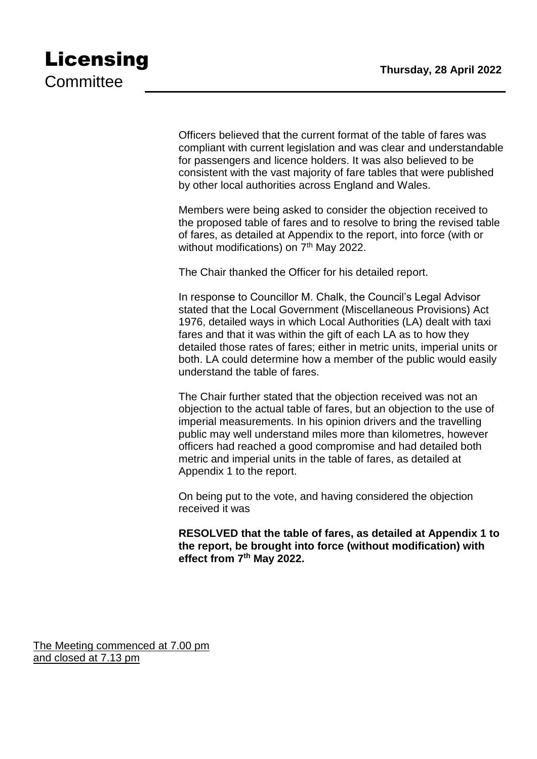Officers believed that the current format of the table of fares was compliant with current legislation and was clear and understandable for passengers and licence holders. It was also believed to be consistent with the vast majority of fare tables that were published by other local authorities across England and Wales.

Members were being asked to consider the objection received to the proposed table of fares and to resolve to bring the revised table of fares, as detailed at Appendix to the report, into force (with or without modifications) on 7th May 2022.

The Chair thanked the Officer for his detailed report.

In response to Councillor M. Chalk, the Council's Legal Advisor stated that the Local Government (Miscellaneous Provisions) Act 1976, detailed ways in which Local Authorities (LA) dealt with taxi fares and that it was within the gift of each LA as to how they detailed those rates of fares; either in metric units, imperial units or both. LA could determine how a member of the public would easily understand the table of fares.

The Chair further stated that the objection received was not an objection to the actual table of fares, but an objection to the use of imperial measurements. In his opinion drivers and the travelling public may well understand miles more than kilometres, however officers had reached a good compromise and had detailed both metric and imperial units in the table of fares, as detailed at Appendix 1 to the report.

On being put to the vote, and having considered the objection received it was

**RESOLVED that the table of fares, as detailed at Appendix 1 to the report, be brought into force (without modification) with effect from 7th May 2022.**

The Meeting commenced at 7.00 pm
and closed at 7.13 pm